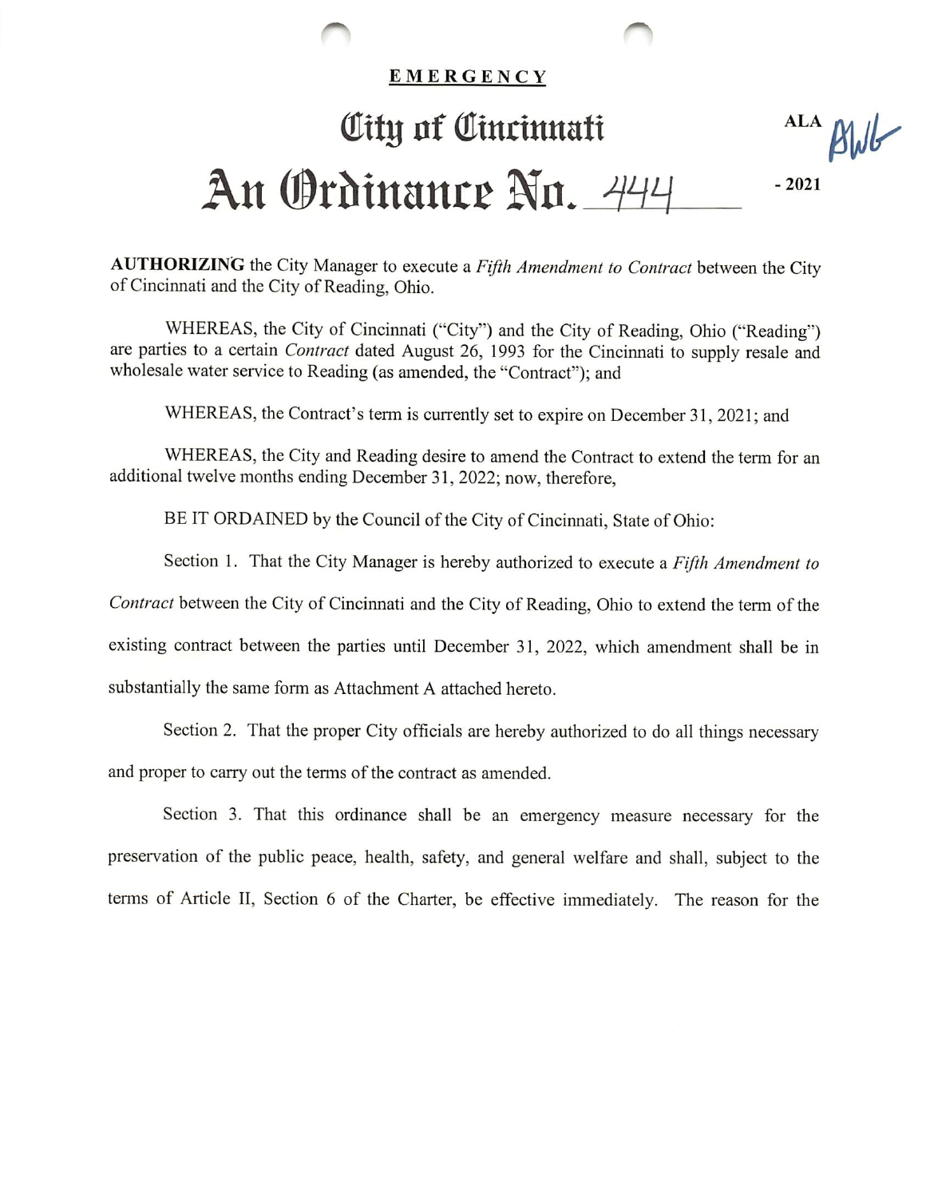**EMERGENCY**

# City of Cincinnati

ALA *BWb*

# An Ordinance No. 444 - 2021

**AUTHORIZING** the City Manager to execute a *Fifth Amendment to Contract* between the City of Cincinnati and the City of Reading, Ohio.

WHEREAS, the City of Cincinnati ("City") and the City of Reading, Ohio ("Reading") are parties to a certain *Contract* dated August 26, 1993 for the Cincinnati to supply resale and wholesale water service to Reading (as amended, the "Contract"); and

WHEREAS, the Contract's term is currently set to expire on December 31, 2021; and

WHEREAS, the City and Reading desire to amend the Contract to extend the term for an additional twelve months ending December 31, 2022; now, therefore,

BE IT ORDAINED by the Council of the City of Cincinnati, State of Ohio:

Section 1. That the City Manager is hereby authorized to execute a *Fifth Amendment to Contract* between the City of Cincinnati and the City of Reading, Ohio to extend the term of the existing contract between the parties until December 31, 2022, which amendment shall be in substantially the same form as Attachment A attached hereto.

Section 2. That the proper City officials are hereby authorized to do all things necessary and proper to carry out the terms of the contract as amended.

Section 3. That this ordinance shall be an emergency measure necessary for the preservation of the public peace, health, safety, and general welfare and shall, subject to the terms of Article II, Section 6 of the Charter, be effective immediately. The reason for the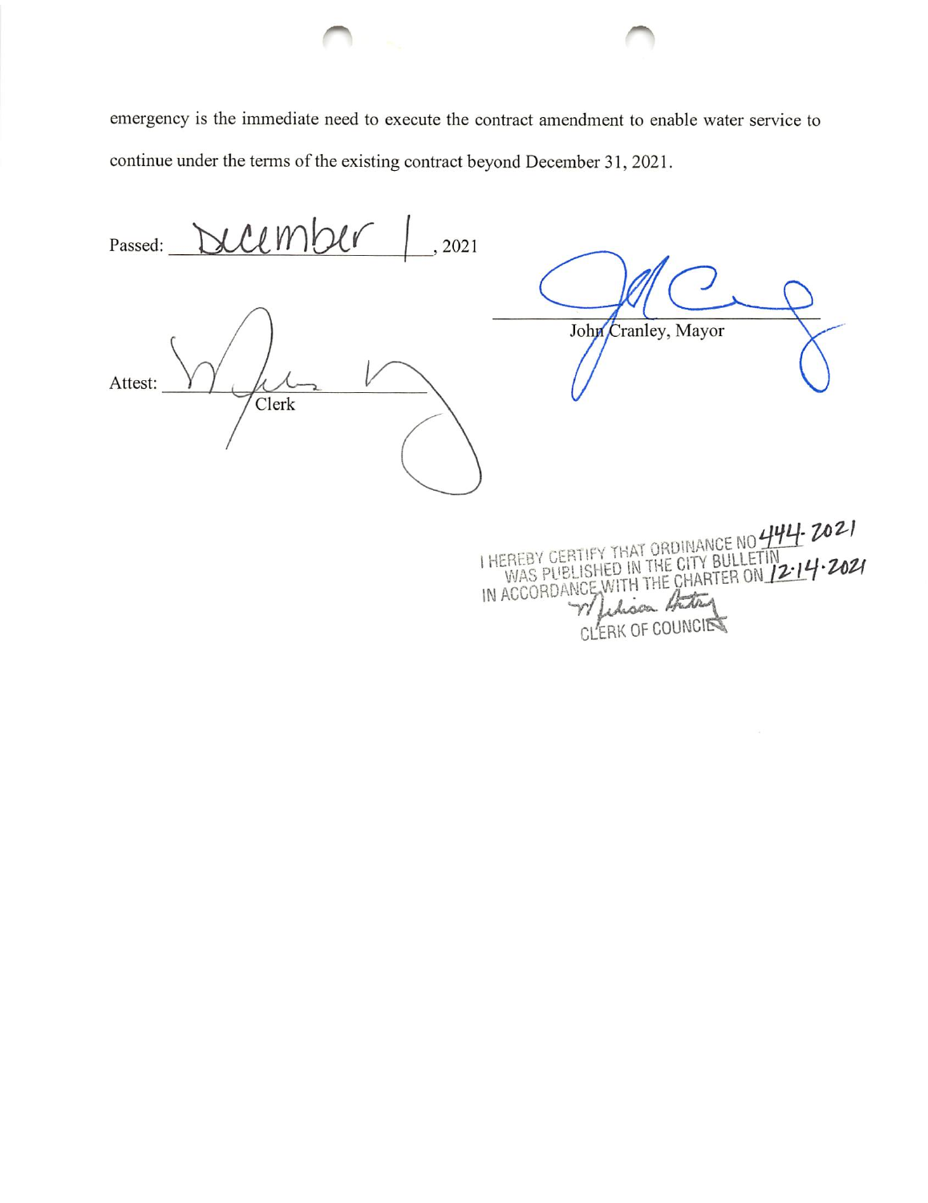emergency is the immediate need to execute the contract amendment to enable water service to continue under the terms of the existing contract beyond December 31, 2021.

Passed: December 1, 2021

John Cranley, Mayor

Attest: Clerk

I HEREBY CERTIFY THAT ORDINANCE NO 444-2021 WAS PUBLISHED IN THE CITY BULLETIN IN ACCORDANCE WITH THE CHARTER ON 12-14-2021

CLERK OF COUNCIL